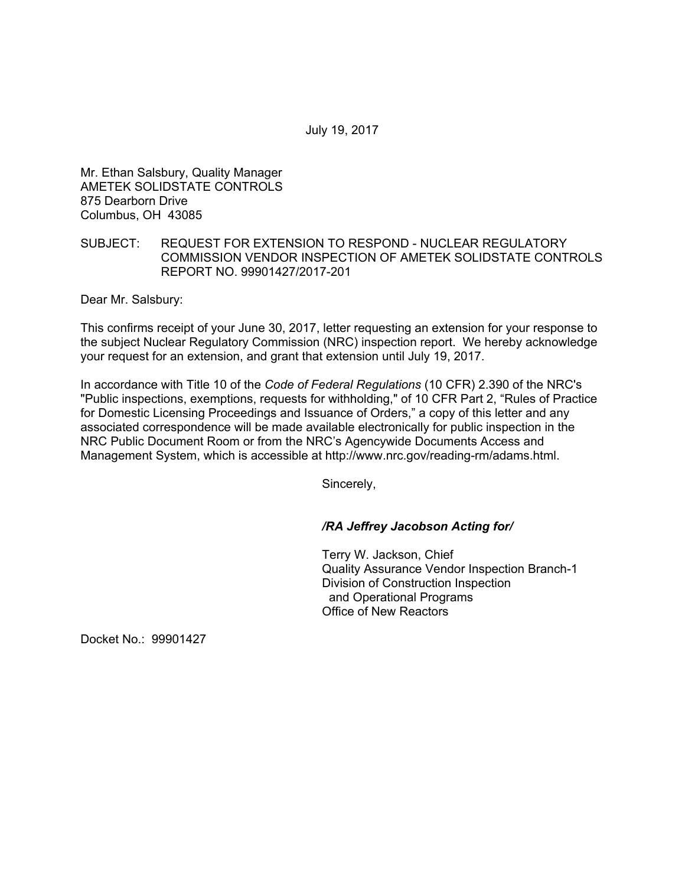July 19, 2017

Mr. Ethan Salsbury, Quality Manager
AMETEK SOLIDSTATE CONTROLS
875 Dearborn Drive
Columbus, OH 43085

SUBJECT: REQUEST FOR EXTENSION TO RESPOND - NUCLEAR REGULATORY COMMISSION VENDOR INSPECTION OF AMETEK SOLIDSTATE CONTROLS REPORT NO. 99901427/2017-201

Dear Mr. Salsbury:

This confirms receipt of your June 30, 2017, letter requesting an extension for your response to the subject Nuclear Regulatory Commission (NRC) inspection report. We hereby acknowledge your request for an extension, and grant that extension until July 19, 2017.

In accordance with Title 10 of the *Code of Federal Regulations* (10 CFR) 2.390 of the NRC's "Public inspections, exemptions, requests for withholding," of 10 CFR Part 2, "Rules of Practice for Domestic Licensing Proceedings and Issuance of Orders," a copy of this letter and any associated correspondence will be made available electronically for public inspection in the NRC Public Document Room or from the NRC's Agencywide Documents Access and Management System, which is accessible at http://www.nrc.gov/reading-rm/adams.html.

Sincerely,

***/RA Jeffrey Jacobson Acting for/***

Terry W. Jackson, Chief
Quality Assurance Vendor Inspection Branch-1
Division of Construction Inspection
and Operational Programs
Office of New Reactors

Docket No.: 99901427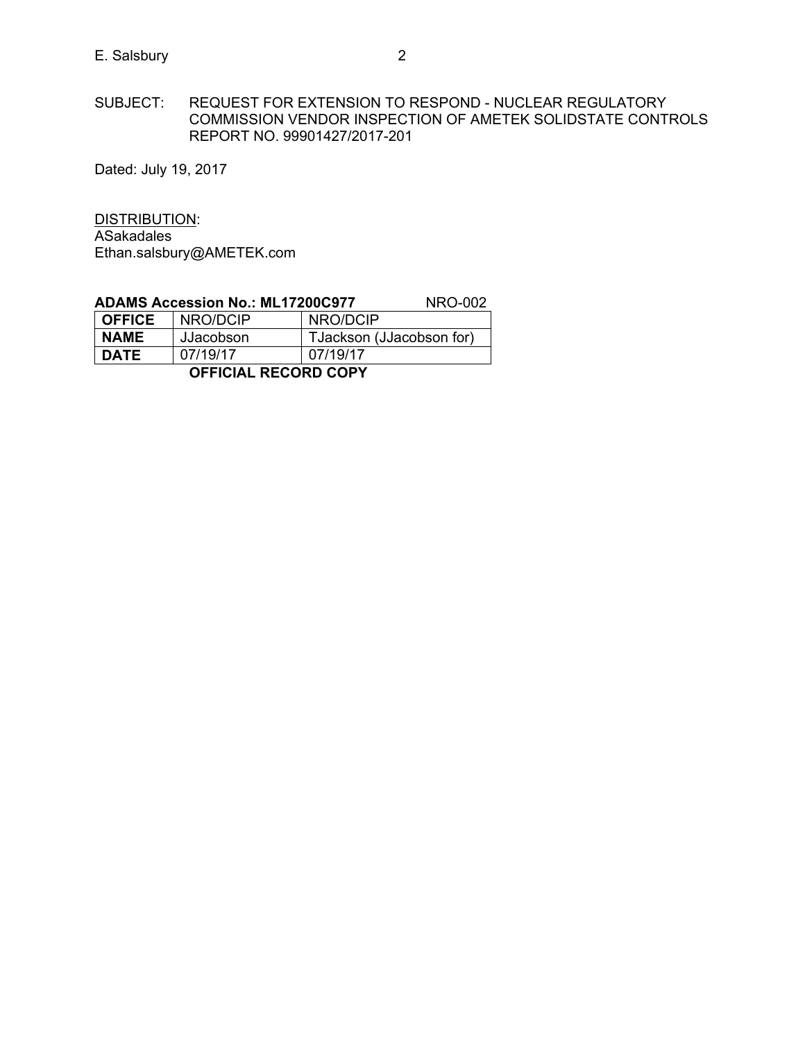SUBJECT: REQUEST FOR EXTENSION TO RESPOND - NUCLEAR REGULATORY COMMISSION VENDOR INSPECTION OF AMETEK SOLIDSTATE CONTROLS REPORT NO. 99901427/2017-201

Dated: July 19, 2017

DISTRIBUTION:
ASakadales
Ethan.salsbury@AMETEK.com

**ADAMS Accession No.: ML17200C977** NRO-002

| **OFFICE** | NRO/DCIP | NRO/DCIP |
|---|---|---|
| **NAME** | JJacobson | TJackson (JJacobson for) |
| **DATE** | 07/19/17 | 07/19/17 |

**OFFICIAL RECORD COPY**